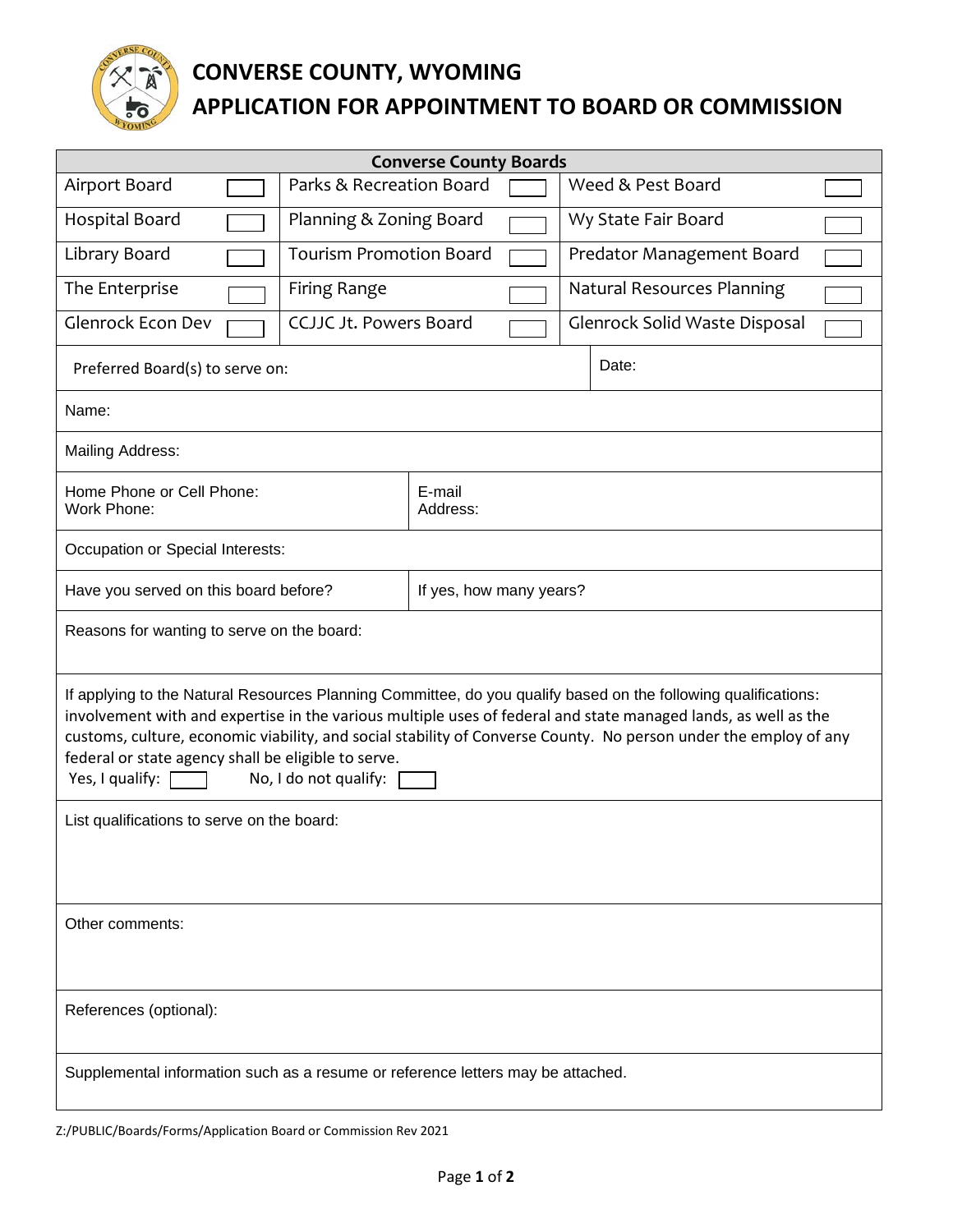# CONVERSE COUNTY, WYOMING
# APPLICATION FOR APPOINTMENT TO BOARD OR COMMISSION

| Converse County Boards | | | | | |
|---|---|---|---|---|---|
| Airport Board | ☐ | Parks & Recreation Board | ☐ | Weed & Pest Board | ☐ |
| Hospital Board | ☐ | Planning & Zoning Board | ☐ | Wy State Fair Board | ☐ |
| Library Board | ☐ | Tourism Promotion Board | ☐ | Predator Management Board | ☐ |
| The Enterprise | ☐ | Firing Range | ☐ | Natural Resources Planning | ☐ |
| Glenrock Econ Dev | ☐ | CCJJC Jt. Powers Board | ☐ | Glenrock Solid Waste Disposal | ☐ |

Preferred Board(s) to serve on: | Date:

Name:

Mailing Address:

Home Phone or Cell Phone:
Work Phone:

E-mail Address:

Occupation or Special Interests:

Have you served on this board before? | If yes, how many years?

Reasons for wanting to serve on the board:

If applying to the Natural Resources Planning Committee, do you qualify based on the following qualifications: involvement with and expertise in the various multiple uses of federal and state managed lands, as well as the customs, culture, economic viability, and social stability of Converse County. No person under the employ of any federal or state agency shall be eligible to serve.

Yes, I qualify: ☐ No, I do not qualify: ☐

List qualifications to serve on the board:

Other comments:

References (optional):

Supplemental information such as a resume or reference letters may be attached.

Z:/PUBLIC/Boards/Forms/Application Board or Commission Rev 2021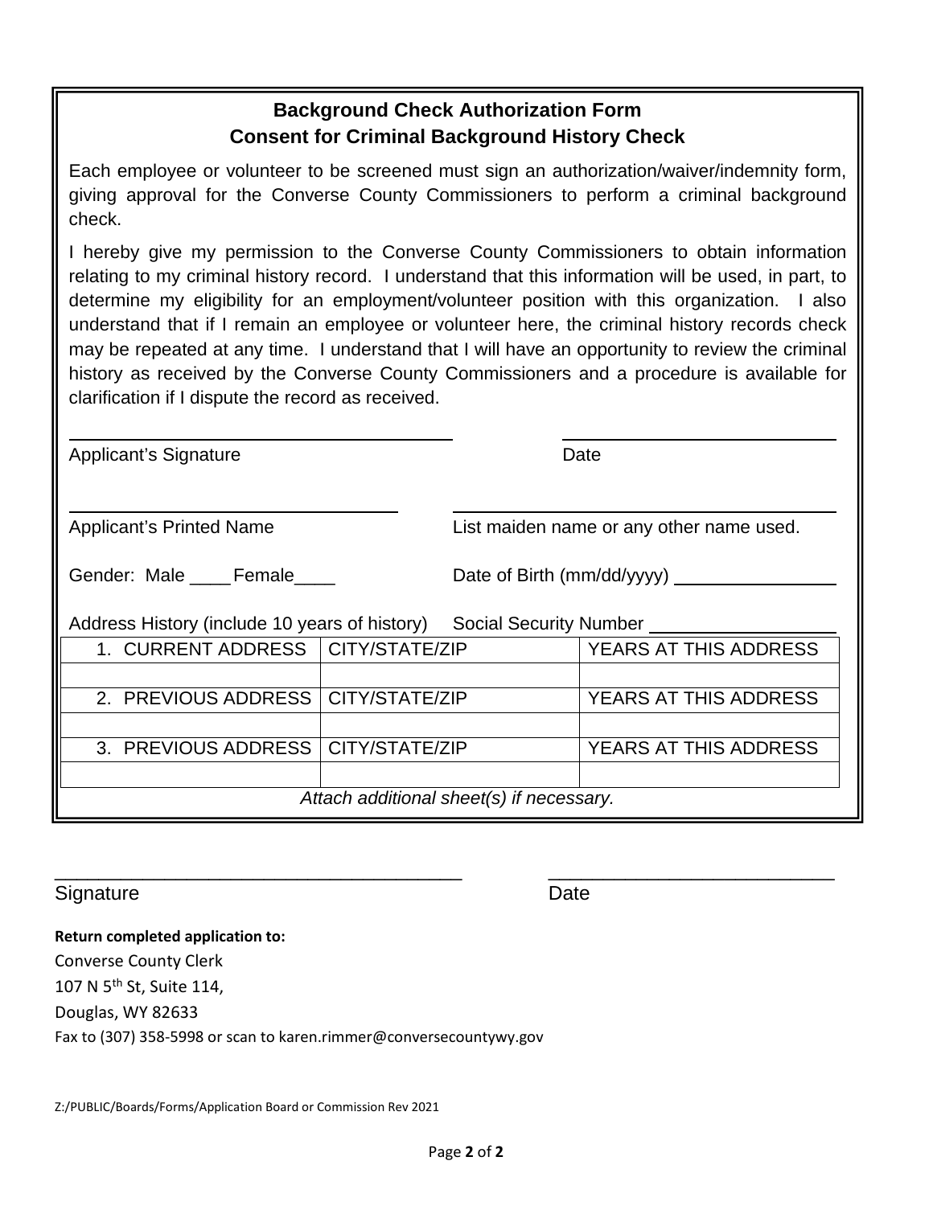## Background Check Authorization Form
## Consent for Criminal Background History Check

Each employee or volunteer to be screened must sign an authorization/waiver/indemnity form, giving approval for the Converse County Commissioners to perform a criminal background check.

I hereby give my permission to the Converse County Commissioners to obtain information relating to my criminal history record. I understand that this information will be used, in part, to determine my eligibility for an employment/volunteer position with this organization. I also understand that if I remain an employee or volunteer here, the criminal history records check may be repeated at any time. I understand that I will have an opportunity to review the criminal history as received by the Converse County Commissioners and a procedure is available for clarification if I dispute the record as received.

\_\_\_\_\_\_\_\_\_\_\_\_\_\_\_\_\_\_\_\_\_\_\_\_\_\_\_\_\_\_\_\_\_\_\_\_\_\_ \_\_\_\_\_\_\_\_\_\_\_\_\_\_\_\_\_\_\_\_\_\_\_\_\_\_\_\_

Applicant's Signature Date

\_\_\_\_\_\_\_\_\_\_\_\_\_\_\_\_\_\_\_\_\_\_\_\_\_\_\_\_\_\_\_\_\_\_ \_\_\_\_\_\_\_\_\_\_\_\_\_\_\_\_\_\_\_\_\_\_\_\_\_\_\_\_\_\_\_\_\_\_\_\_

Applicant's Printed Name List maiden name or any other name used.

Gender: Male \_\_\_\_ Female\_\_\_\_ Date of Birth (mm/dd/yyyy) \_\_\_\_\_\_\_\_\_\_\_\_\_\_\_\_

Address History (include 10 years of history) Social Security Number \_\_\_\_\_\_\_\_\_\_\_\_\_\_\_\_\_\_

| 1. CURRENT ADDRESS | CITY/STATE/ZIP | YEARS AT THIS ADDRESS |
|---|---|---|
| | | |
| 2. PREVIOUS ADDRESS | CITY/STATE/ZIP | YEARS AT THIS ADDRESS |
| | | |
| 3. PREVIOUS ADDRESS | CITY/STATE/ZIP | YEARS AT THIS ADDRESS |
| | | |

*Attach additional sheet(s) if necessary.*

\_\_\_\_\_\_\_\_\_\_\_\_\_\_\_\_\_\_\_\_\_\_\_\_\_\_\_\_\_\_\_\_\_\_\_\_\_\_ \_\_\_\_\_\_\_\_\_\_\_\_\_\_\_\_\_\_\_\_\_\_\_\_\_\_\_\_

Signature Date

**Return completed application to:**

Converse County Clerk

107 N 5th St, Suite 114,

Douglas, WY 82633

Fax to (307) 358-5998 or scan to karen.rimmer@conversecountywy.gov

Z:/PUBLIC/Boards/Forms/Application Board or Commission Rev 2021